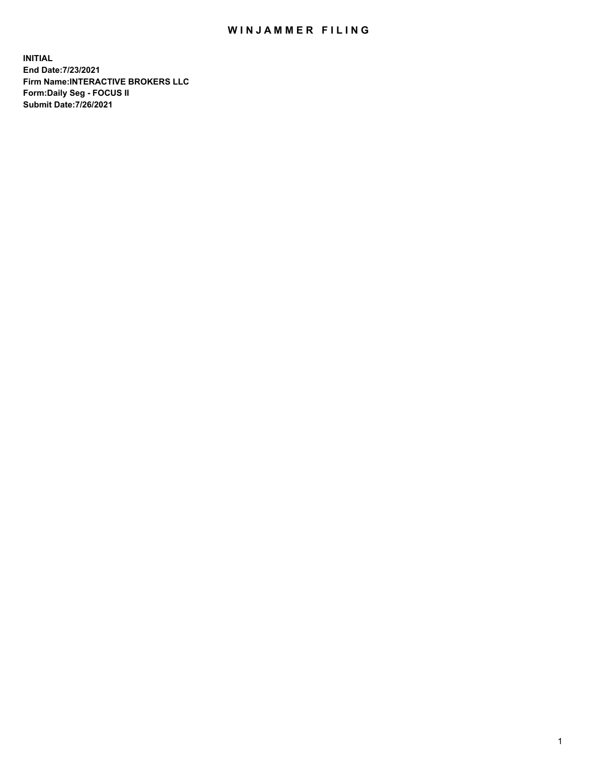# WINJAMMER FILING

**INITIAL**
**End Date:7/23/2021**
**Firm Name:INTERACTIVE BROKERS LLC**
**Form:Daily Seg - FOCUS II**
**Submit Date:7/26/2021**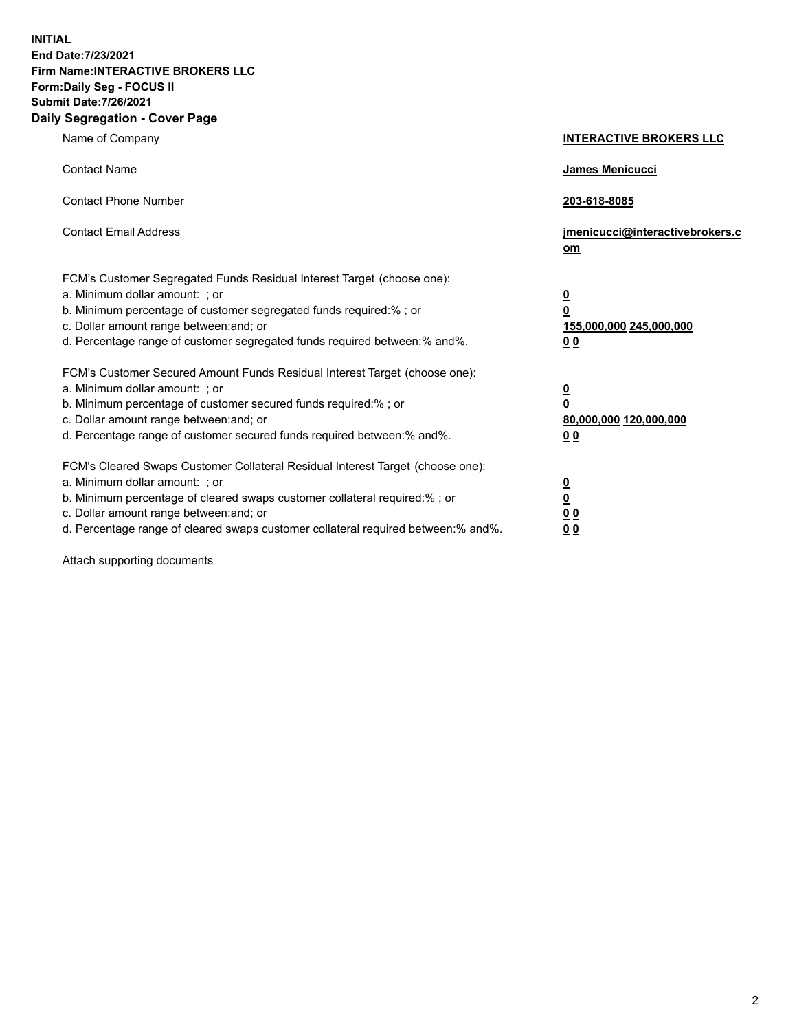**INITIAL**
**End Date:7/23/2021**
**Firm Name:INTERACTIVE BROKERS LLC**
**Form:Daily Seg - FOCUS II**
**Submit Date:7/26/2021**

## Daily Segregation - Cover Page

| | |
|---|---|
| Name of Company | **INTERACTIVE BROKERS LLC** |
| Contact Name | **James Menicucci** |
| Contact Phone Number | **203-618-8085** |
| Contact Email Address | **jmenicucci@interactivebrokers.com** |
| FCM's Customer Segregated Funds Residual Interest Target (choose one): | |
| a. Minimum dollar amount: ; or | **0** |
| b. Minimum percentage of customer segregated funds required:% ; or | **0** |
| c. Dollar amount range between:and; or | **155,000,000 245,000,000** |
| d. Percentage range of customer segregated funds required between:% and%. | **0 0** |
| FCM's Customer Secured Amount Funds Residual Interest Target (choose one): | |
| a. Minimum dollar amount: ; or | **0** |
| b. Minimum percentage of customer secured funds required:% ; or | **0** |
| c. Dollar amount range between:and; or | **80,000,000 120,000,000** |
| d. Percentage range of customer secured funds required between:% and%. | **0 0** |
| FCM's Cleared Swaps Customer Collateral Residual Interest Target (choose one): | |
| a. Minimum dollar amount: ; or | **0** |
| b. Minimum percentage of cleared swaps customer collateral required:% ; or | **0** |
| c. Dollar amount range between:and; or | **0 0** |
| d. Percentage range of cleared swaps customer collateral required between:% and%. | **0 0** |

Attach supporting documents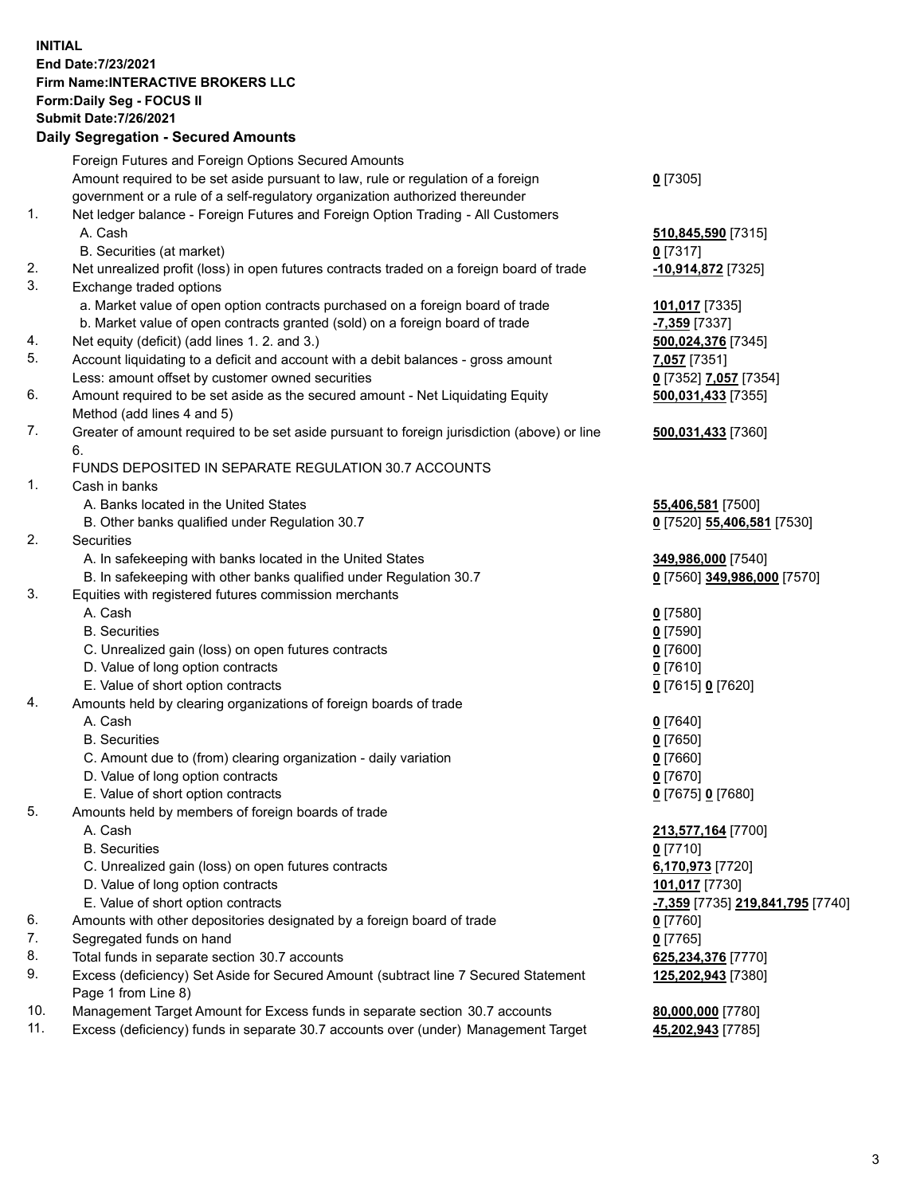**INITIAL**
**End Date:7/23/2021**
**Firm Name:INTERACTIVE BROKERS LLC**
**Form:Daily Seg - FOCUS II**
**Submit Date:7/26/2021**

**Daily Segregation - Secured Amounts**

| | | |
|---|---|---|
| | Foreign Futures and Foreign Options Secured Amounts | |
| | Amount required to be set aside pursuant to law, rule or regulation of a foreign government or a rule of a self-regulatory organization authorized thereunder | **0** [7305] |
| 1. | Net ledger balance - Foreign Futures and Foreign Option Trading - All Customers | |
| | A. Cash | **510,845,590** [7315] |
| | B. Securities (at market) | **0** [7317] |
| 2. | Net unrealized profit (loss) in open futures contracts traded on a foreign board of trade | **-10,914,872** [7325] |
| 3. | Exchange traded options | |
| | a. Market value of open option contracts purchased on a foreign board of trade | **101,017** [7335] |
| | b. Market value of open contracts granted (sold) on a foreign board of trade | **-7,359** [7337] |
| 4. | Net equity (deficit) (add lines 1. 2. and 3.) | **500,024,376** [7345] |
| 5. | Account liquidating to a deficit and account with a debit balances - gross amount | **7,057** [7351] |
| | Less: amount offset by customer owned securities | **0** [7352] **7,057** [7354] |
| 6. | Amount required to be set aside as the secured amount - Net Liquidating Equity Method (add lines 4 and 5) | **500,031,433** [7355] |
| 7. | Greater of amount required to be set aside pursuant to foreign jurisdiction (above) or line 6. | **500,031,433** [7360] |
| | FUNDS DEPOSITED IN SEPARATE REGULATION 30.7 ACCOUNTS | |
| 1. | Cash in banks | |
| | A. Banks located in the United States | **55,406,581** [7500] |
| | B. Other banks qualified under Regulation 30.7 | **0** [7520] **55,406,581** [7530] |
| 2. | Securities | |
| | A. In safekeeping with banks located in the United States | **349,986,000** [7540] |
| | B. In safekeeping with other banks qualified under Regulation 30.7 | **0** [7560] **349,986,000** [7570] |
| 3. | Equities with registered futures commission merchants | |
| | A. Cash | **0** [7580] |
| | B. Securities | **0** [7590] |
| | C. Unrealized gain (loss) on open futures contracts | **0** [7600] |
| | D. Value of long option contracts | **0** [7610] |
| | E. Value of short option contracts | **0** [7615] **0** [7620] |
| 4. | Amounts held by clearing organizations of foreign boards of trade | |
| | A. Cash | **0** [7640] |
| | B. Securities | **0** [7650] |
| | C. Amount due to (from) clearing organization - daily variation | **0** [7660] |
| | D. Value of long option contracts | **0** [7670] |
| | E. Value of short option contracts | **0** [7675] **0** [7680] |
| 5. | Amounts held by members of foreign boards of trade | |
| | A. Cash | **213,577,164** [7700] |
| | B. Securities | **0** [7710] |
| | C. Unrealized gain (loss) on open futures contracts | **6,170,973** [7720] |
| | D. Value of long option contracts | **101,017** [7730] |
| | E. Value of short option contracts | **-7,359** [7735] **219,841,795** [7740] |
| 6. | Amounts with other depositories designated by a foreign board of trade | **0** [7760] |
| 7. | Segregated funds on hand | **0** [7765] |
| 8. | Total funds in separate section 30.7 accounts | **625,234,376** [7770] |
| 9. | Excess (deficiency) Set Aside for Secured Amount (subtract line 7 Secured Statement Page 1 from Line 8) | **125,202,943** [7380] |
| 10. | Management Target Amount for Excess funds in separate section 30.7 accounts | **80,000,000** [7780] |
| 11. | Excess (deficiency) funds in separate 30.7 accounts over (under) Management Target | **45,202,943** [7785] |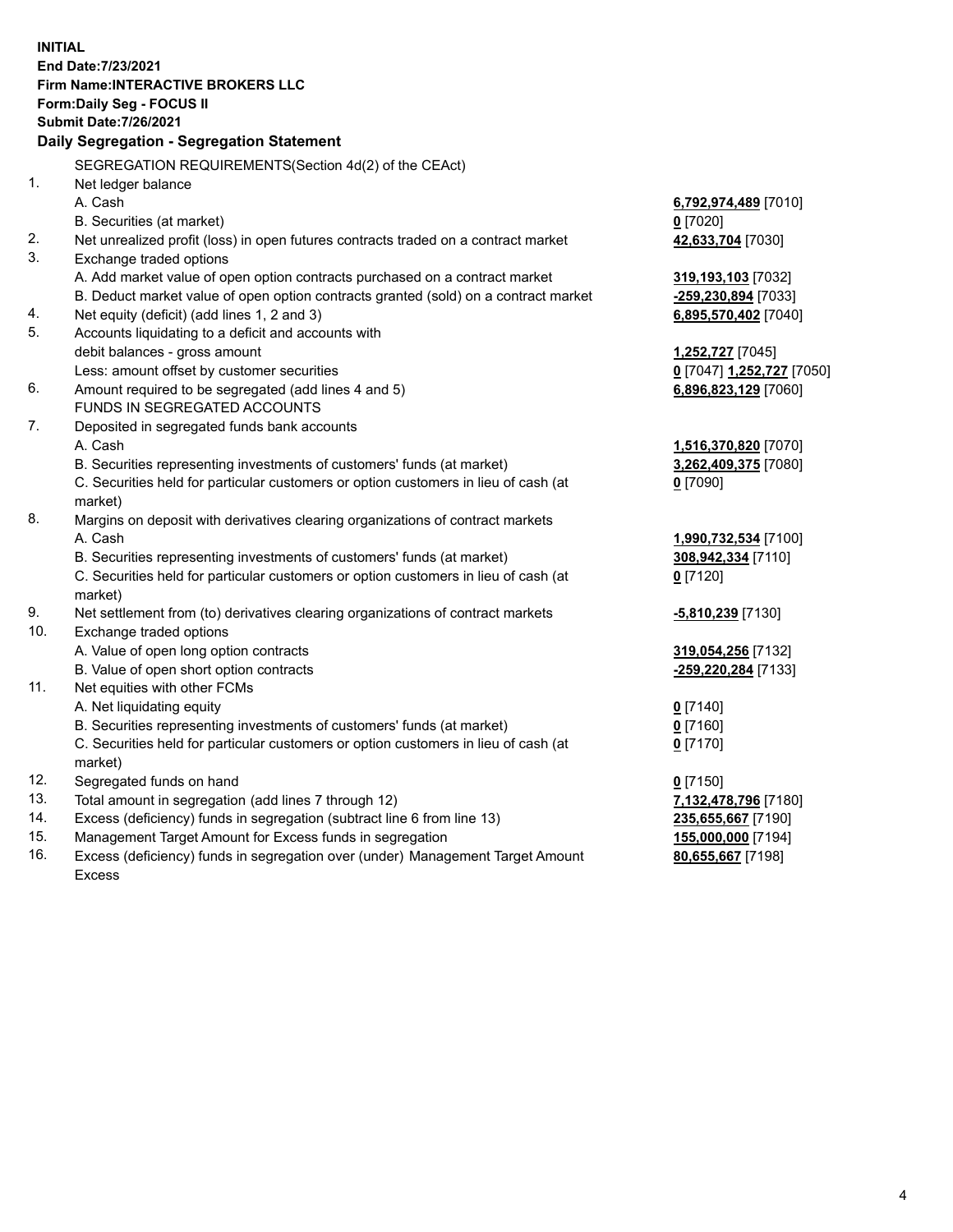**INITIAL**
**End Date:7/23/2021**
**Firm Name:INTERACTIVE BROKERS LLC**
**Form:Daily Seg - FOCUS II**
**Submit Date:7/26/2021**

**Daily Segregation - Segregation Statement**

| | | |
|---|---|---|
| | SEGREGATION REQUIREMENTS(Section 4d(2) of the CEAct) | |
| 1. | Net ledger balance | |
| | A. Cash | **6,792,974,489** [7010] |
| | B. Securities (at market) | **0** [7020] |
| 2. | Net unrealized profit (loss) in open futures contracts traded on a contract market | **42,633,704** [7030] |
| 3. | Exchange traded options | |
| | A. Add market value of open option contracts purchased on a contract market | **319,193,103** [7032] |
| | B. Deduct market value of open option contracts granted (sold) on a contract market | **-259,230,894** [7033] |
| 4. | Net equity (deficit) (add lines 1, 2 and 3) | **6,895,570,402** [7040] |
| 5. | Accounts liquidating to a deficit and accounts with debit balances - gross amount | **1,252,727** [7045] |
| | Less: amount offset by customer securities | **0** [7047] **1,252,727** [7050] |
| 6. | Amount required to be segregated (add lines 4 and 5) | **6,896,823,129** [7060] |
| | FUNDS IN SEGREGATED ACCOUNTS | |
| 7. | Deposited in segregated funds bank accounts | |
| | A. Cash | **1,516,370,820** [7070] |
| | B. Securities representing investments of customers' funds (at market) | **3,262,409,375** [7080] |
| | C. Securities held for particular customers or option customers in lieu of cash (at market) | **0** [7090] |
| 8. | Margins on deposit with derivatives clearing organizations of contract markets | |
| | A. Cash | **1,990,732,534** [7100] |
| | B. Securities representing investments of customers' funds (at market) | **308,942,334** [7110] |
| | C. Securities held for particular customers or option customers in lieu of cash (at market) | **0** [7120] |
| 9. | Net settlement from (to) derivatives clearing organizations of contract markets | **-5,810,239** [7130] |
| 10. | Exchange traded options | |
| | A. Value of open long option contracts | **319,054,256** [7132] |
| | B. Value of open short option contracts | **-259,220,284** [7133] |
| 11. | Net equities with other FCMs | |
| | A. Net liquidating equity | **0** [7140] |
| | B. Securities representing investments of customers' funds (at market) | **0** [7160] |
| | C. Securities held for particular customers or option customers in lieu of cash (at market) | **0** [7170] |
| 12. | Segregated funds on hand | **0** [7150] |
| 13. | Total amount in segregation (add lines 7 through 12) | **7,132,478,796** [7180] |
| 14. | Excess (deficiency) funds in segregation (subtract line 6 from line 13) | **235,655,667** [7190] |
| 15. | Management Target Amount for Excess funds in segregation | **155,000,000** [7194] |
| 16. | Excess (deficiency) funds in segregation over (under) Management Target Amount Excess | **80,655,667** [7198] |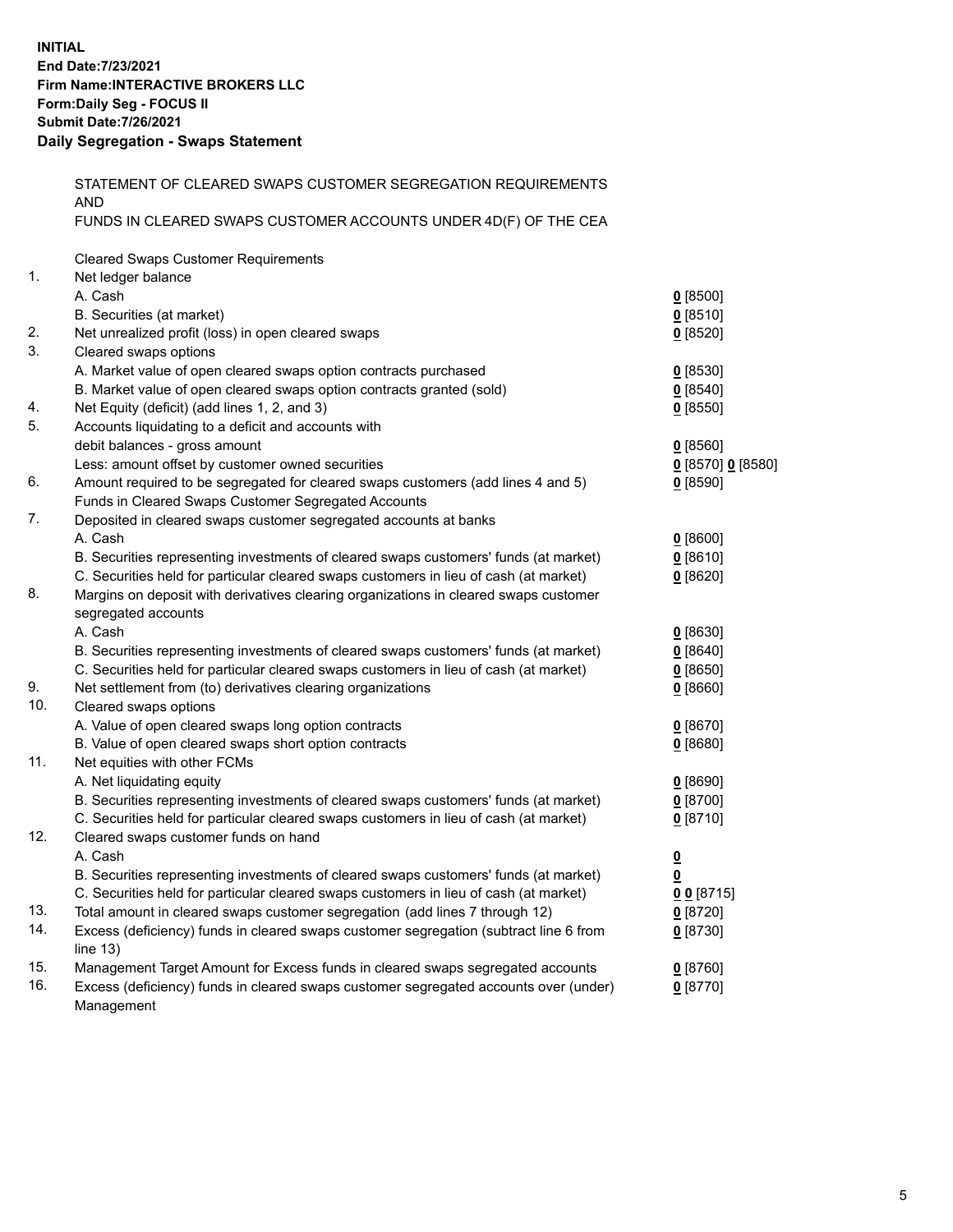**INITIAL**
**End Date:7/23/2021**
**Firm Name:INTERACTIVE BROKERS LLC**
**Form:Daily Seg - FOCUS II**
**Submit Date:7/26/2021**
**Daily Segregation - Swaps Statement**

STATEMENT OF CLEARED SWAPS CUSTOMER SEGREGATION REQUIREMENTS AND FUNDS IN CLEARED SWAPS CUSTOMER ACCOUNTS UNDER 4D(F) OF THE CEA

| | | |
|---|---|---|
| | Cleared Swaps Customer Requirements | |
| 1. | Net ledger balance | |
| | A. Cash | 0 [8500] |
| | B. Securities (at market) | 0 [8510] |
| 2. | Net unrealized profit (loss) in open cleared swaps | 0 [8520] |
| 3. | Cleared swaps options | |
| | A. Market value of open cleared swaps option contracts purchased | 0 [8530] |
| | B. Market value of open cleared swaps option contracts granted (sold) | 0 [8540] |
| 4. | Net Equity (deficit) (add lines 1, 2, and 3) | 0 [8550] |
| 5. | Accounts liquidating to a deficit and accounts with | |
| | debit balances - gross amount | 0 [8560] |
| | Less: amount offset by customer owned securities | 0 [8570] 0 [8580] |
| 6. | Amount required to be segregated for cleared swaps customers (add lines 4 and 5) | 0 [8590] |
| | Funds in Cleared Swaps Customer Segregated Accounts | |
| 7. | Deposited in cleared swaps customer segregated accounts at banks | |
| | A. Cash | 0 [8600] |
| | B. Securities representing investments of cleared swaps customers' funds (at market) | 0 [8610] |
| | C. Securities held for particular cleared swaps customers in lieu of cash (at market) | 0 [8620] |
| 8. | Margins on deposit with derivatives clearing organizations in cleared swaps customer segregated accounts | |
| | A. Cash | 0 [8630] |
| | B. Securities representing investments of cleared swaps customers' funds (at market) | 0 [8640] |
| | C. Securities held for particular cleared swaps customers in lieu of cash (at market) | 0 [8650] |
| 9. | Net settlement from (to) derivatives clearing organizations | 0 [8660] |
| 10. | Cleared swaps options | |
| | A. Value of open cleared swaps long option contracts | 0 [8670] |
| | B. Value of open cleared swaps short option contracts | 0 [8680] |
| 11. | Net equities with other FCMs | |
| | A. Net liquidating equity | 0 [8690] |
| | B. Securities representing investments of cleared swaps customers' funds (at market) | 0 [8700] |
| | C. Securities held for particular cleared swaps customers in lieu of cash (at market) | 0 [8710] |
| 12. | Cleared swaps customer funds on hand | |
| | A. Cash | 0 |
| | B. Securities representing investments of cleared swaps customers' funds (at market) | 0 |
| | C. Securities held for particular cleared swaps customers in lieu of cash (at market) | 0 0 [8715] |
| 13. | Total amount in cleared swaps customer segregation (add lines 7 through 12) | 0 [8720] |
| 14. | Excess (deficiency) funds in cleared swaps customer segregation (subtract line 6 from line 13) | 0 [8730] |
| 15. | Management Target Amount for Excess funds in cleared swaps segregated accounts | 0 [8760] |
| 16. | Excess (deficiency) funds in cleared swaps customer segregated accounts over (under) Management | 0 [8770] |